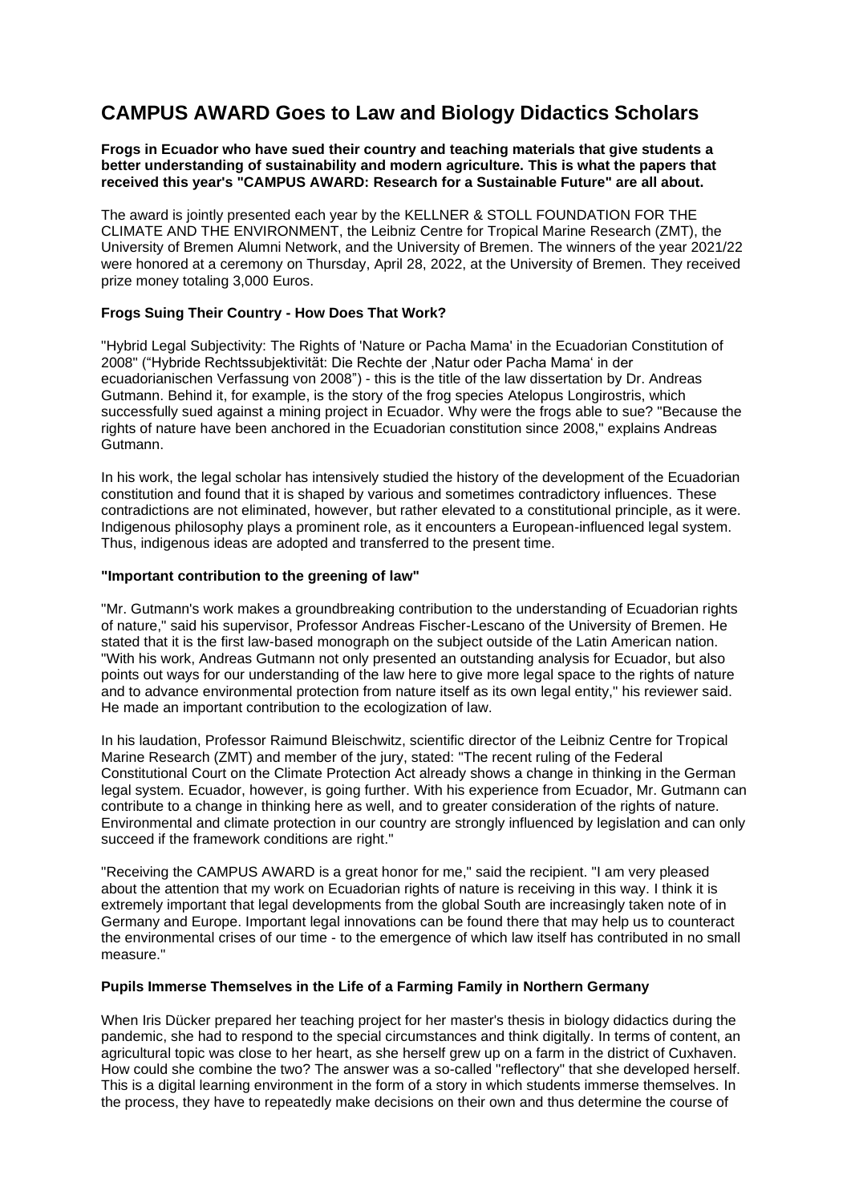# CAMPUS AWARD Goes to Law and Biology Didactics Scholars

**Frogs in Ecuador who have sued their country and teaching materials that give students a better understanding of sustainability and modern agriculture. This is what the papers that received this year's "CAMPUS AWARD: Research for a Sustainable Future" are all about.**

The award is jointly presented each year by the KELLNER & STOLL FOUNDATION FOR THE CLIMATE AND THE ENVIRONMENT, the Leibniz Centre for Tropical Marine Research (ZMT), the University of Bremen Alumni Network, and the University of Bremen. The winners of the year 2021/22 were honored at a ceremony on Thursday, April 28, 2022, at the University of Bremen. They received prize money totaling 3,000 Euros.

## Frogs Suing Their Country - How Does That Work?

"Hybrid Legal Subjectivity: The Rights of 'Nature or Pacha Mama' in the Ecuadorian Constitution of 2008" ("Hybride Rechtssubjektivität: Die Rechte der ‚Natur oder Pacha Mama' in der ecuadorianischen Verfassung von 2008") - this is the title of the law dissertation by Dr. Andreas Gutmann. Behind it, for example, is the story of the frog species Atelopus Longirostris, which successfully sued against a mining project in Ecuador. Why were the frogs able to sue? "Because the rights of nature have been anchored in the Ecuadorian constitution since 2008," explains Andreas Gutmann.

In his work, the legal scholar has intensively studied the history of the development of the Ecuadorian constitution and found that it is shaped by various and sometimes contradictory influences. These contradictions are not eliminated, however, but rather elevated to a constitutional principle, as it were. Indigenous philosophy plays a prominent role, as it encounters a European-influenced legal system. Thus, indigenous ideas are adopted and transferred to the present time.

## "Important contribution to the greening of law"

"Mr. Gutmann's work makes a groundbreaking contribution to the understanding of Ecuadorian rights of nature," said his supervisor, Professor Andreas Fischer-Lescano of the University of Bremen. He stated that it is the first law-based monograph on the subject outside of the Latin American nation. "With his work, Andreas Gutmann not only presented an outstanding analysis for Ecuador, but also points out ways for our understanding of the law here to give more legal space to the rights of nature and to advance environmental protection from nature itself as its own legal entity," his reviewer said. He made an important contribution to the ecologization of law.

In his laudation, Professor Raimund Bleischwitz, scientific director of the Leibniz Centre for Tropical Marine Research (ZMT) and member of the jury, stated: "The recent ruling of the Federal Constitutional Court on the Climate Protection Act already shows a change in thinking in the German legal system. Ecuador, however, is going further. With his experience from Ecuador, Mr. Gutmann can contribute to a change in thinking here as well, and to greater consideration of the rights of nature. Environmental and climate protection in our country are strongly influenced by legislation and can only succeed if the framework conditions are right."

"Receiving the CAMPUS AWARD is a great honor for me," said the recipient. "I am very pleased about the attention that my work on Ecuadorian rights of nature is receiving in this way. I think it is extremely important that legal developments from the global South are increasingly taken note of in Germany and Europe. Important legal innovations can be found there that may help us to counteract the environmental crises of our time - to the emergence of which law itself has contributed in no small measure."

## Pupils Immerse Themselves in the Life of a Farming Family in Northern Germany

When Iris Dücker prepared her teaching project for her master's thesis in biology didactics during the pandemic, she had to respond to the special circumstances and think digitally. In terms of content, an agricultural topic was close to her heart, as she herself grew up on a farm in the district of Cuxhaven. How could she combine the two? The answer was a so-called "reflectory" that she developed herself. This is a digital learning environment in the form of a story in which students immerse themselves. In the process, they have to repeatedly make decisions on their own and thus determine the course of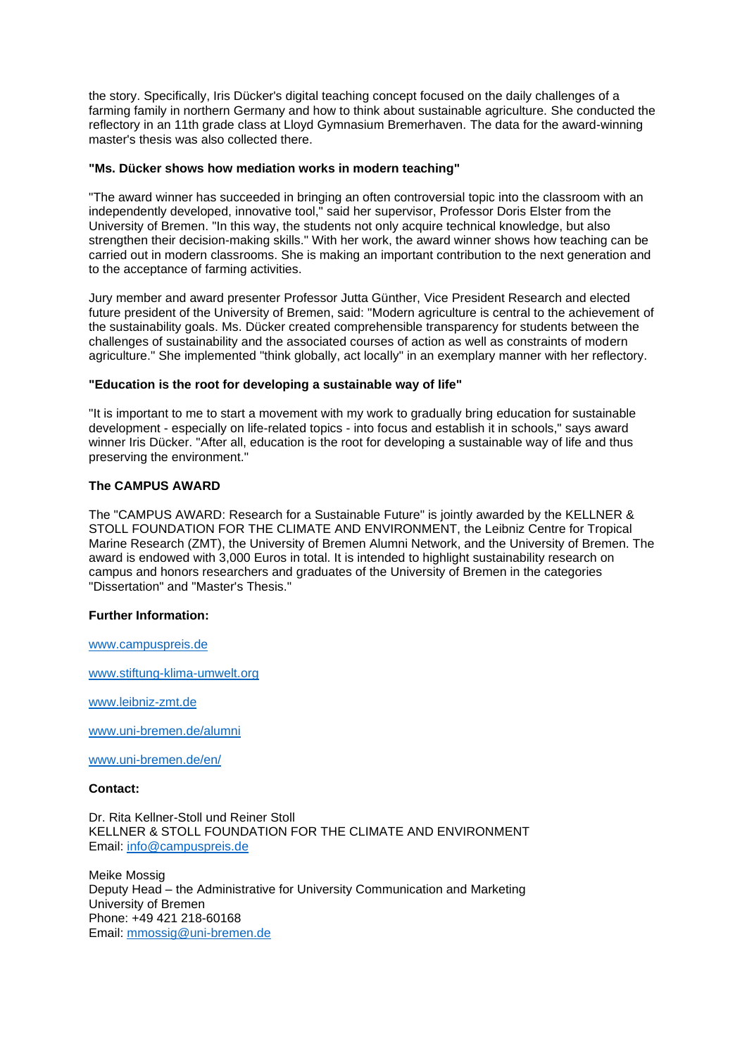the story. Specifically, Iris Dücker's digital teaching concept focused on the daily challenges of a farming family in northern Germany and how to think about sustainable agriculture. She conducted the reflectory in an 11th grade class at Lloyd Gymnasium Bremerhaven. The data for the award-winning master's thesis was also collected there.

**"Ms. Dücker shows how mediation works in modern teaching"**

"The award winner has succeeded in bringing an often controversial topic into the classroom with an independently developed, innovative tool," said her supervisor, Professor Doris Elster from the University of Bremen. "In this way, the students not only acquire technical knowledge, but also strengthen their decision-making skills." With her work, the award winner shows how teaching can be carried out in modern classrooms. She is making an important contribution to the next generation and to the acceptance of farming activities.

Jury member and award presenter Professor Jutta Günther, Vice President Research and elected future president of the University of Bremen, said: "Modern agriculture is central to the achievement of the sustainability goals. Ms. Dücker created comprehensible transparency for students between the challenges of sustainability and the associated courses of action as well as constraints of modern agriculture." She implemented "think globally, act locally" in an exemplary manner with her reflectory.

**"Education is the root for developing a sustainable way of life"**

"It is important to me to start a movement with my work to gradually bring education for sustainable development - especially on life-related topics - into focus and establish it in schools," says award winner Iris Dücker. "After all, education is the root for developing a sustainable way of life and thus preserving the environment."

**The CAMPUS AWARD**

The "CAMPUS AWARD: Research for a Sustainable Future" is jointly awarded by the KELLNER & STOLL FOUNDATION FOR THE CLIMATE AND ENVIRONMENT, the Leibniz Centre for Tropical Marine Research (ZMT), the University of Bremen Alumni Network, and the University of Bremen. The award is endowed with 3,000 Euros in total. It is intended to highlight sustainability research on campus and honors researchers and graduates of the University of Bremen in the categories "Dissertation" and "Master's Thesis."

**Further Information:**

www.campuspreis.de

www.stiftung-klima-umwelt.org

www.leibniz-zmt.de

www.uni-bremen.de/alumni

www.uni-bremen.de/en/

**Contact:**

Dr. Rita Kellner-Stoll und Reiner Stoll
KELLNER & STOLL FOUNDATION FOR THE CLIMATE AND ENVIRONMENT
Email: info@campuspreis.de

Meike Mossig
Deputy Head – the Administrative for University Communication and Marketing
University of Bremen
Phone: +49 421 218-60168
Email: mmossig@uni-bremen.de